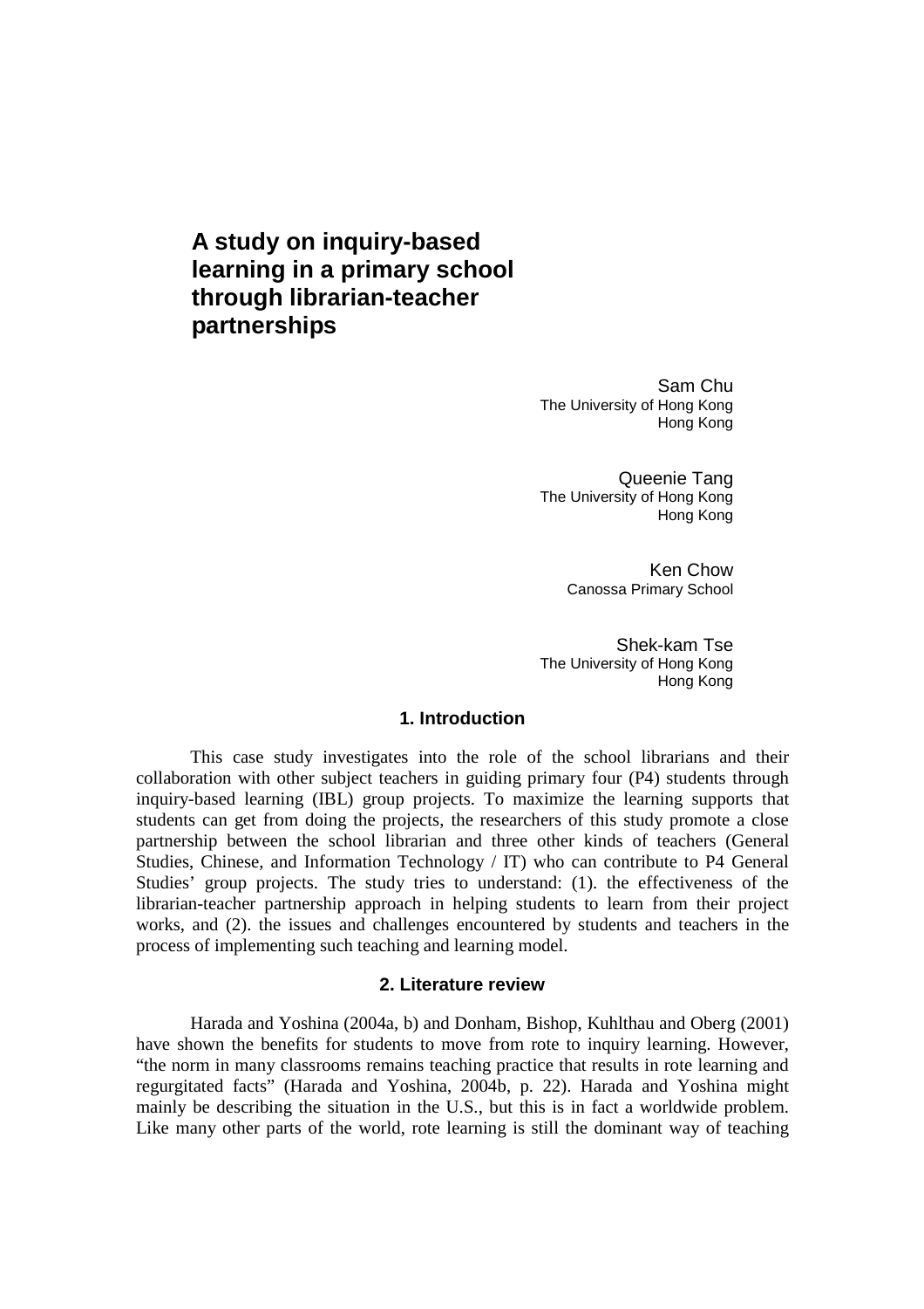# A study on inquiry-based learning in a primary school through librarian-teacher partnerships

Sam Chu
The University of Hong Kong
Hong Kong

Queenie Tang
The University of Hong Kong
Hong Kong

Ken Chow
Canossa Primary School

Shek-kam Tse
The University of Hong Kong
Hong Kong

## 1. Introduction

This case study investigates into the role of the school librarians and their collaboration with other subject teachers in guiding primary four (P4) students through inquiry-based learning (IBL) group projects. To maximize the learning supports that students can get from doing the projects, the researchers of this study promote a close partnership between the school librarian and three other kinds of teachers (General Studies, Chinese, and Information Technology / IT) who can contribute to P4 General Studies' group projects. The study tries to understand: (1). the effectiveness of the librarian-teacher partnership approach in helping students to learn from their project works, and (2). the issues and challenges encountered by students and teachers in the process of implementing such teaching and learning model.

## 2. Literature review

Harada and Yoshina (2004a, b) and Donham, Bishop, Kuhlthau and Oberg (2001) have shown the benefits for students to move from rote to inquiry learning. However, "the norm in many classrooms remains teaching practice that results in rote learning and regurgitated facts" (Harada and Yoshina, 2004b, p. 22). Harada and Yoshina might mainly be describing the situation in the U.S., but this is in fact a worldwide problem. Like many other parts of the world, rote learning is still the dominant way of teaching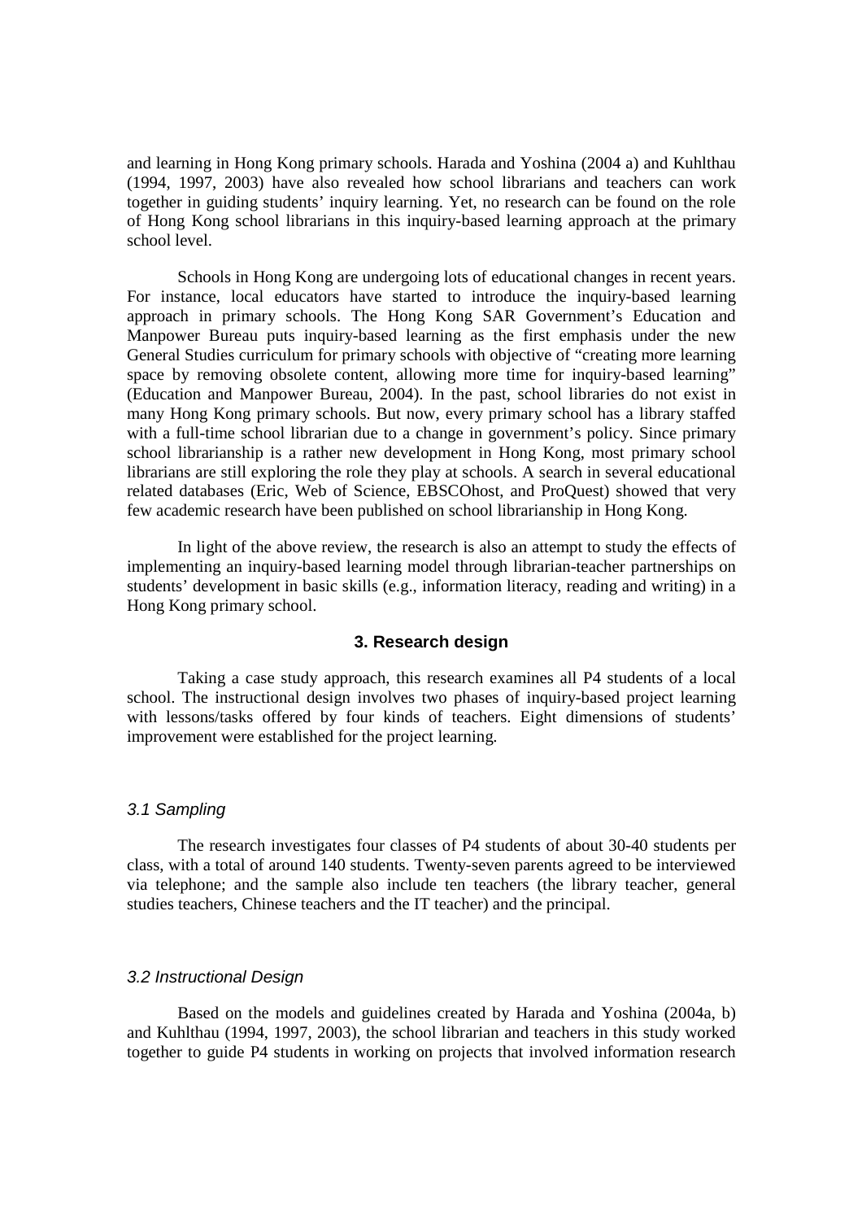and learning in Hong Kong primary schools. Harada and Yoshina (2004 a) and Kuhlthau (1994, 1997, 2003) have also revealed how school librarians and teachers can work together in guiding students' inquiry learning. Yet, no research can be found on the role of Hong Kong school librarians in this inquiry-based learning approach at the primary school level.

Schools in Hong Kong are undergoing lots of educational changes in recent years. For instance, local educators have started to introduce the inquiry-based learning approach in primary schools. The Hong Kong SAR Government's Education and Manpower Bureau puts inquiry-based learning as the first emphasis under the new General Studies curriculum for primary schools with objective of "creating more learning space by removing obsolete content, allowing more time for inquiry-based learning" (Education and Manpower Bureau, 2004). In the past, school libraries do not exist in many Hong Kong primary schools. But now, every primary school has a library staffed with a full-time school librarian due to a change in government's policy. Since primary school librarianship is a rather new development in Hong Kong, most primary school librarians are still exploring the role they play at schools. A search in several educational related databases (Eric, Web of Science, EBSCOhost, and ProQuest) showed that very few academic research have been published on school librarianship in Hong Kong.

In light of the above review, the research is also an attempt to study the effects of implementing an inquiry-based learning model through librarian-teacher partnerships on students' development in basic skills (e.g., information literacy, reading and writing) in a Hong Kong primary school.

## 3. Research design

Taking a case study approach, this research examines all P4 students of a local school. The instructional design involves two phases of inquiry-based project learning with lessons/tasks offered by four kinds of teachers. Eight dimensions of students' improvement were established for the project learning.

### *3.1 Sampling*

The research investigates four classes of P4 students of about 30-40 students per class, with a total of around 140 students. Twenty-seven parents agreed to be interviewed via telephone; and the sample also include ten teachers (the library teacher, general studies teachers, Chinese teachers and the IT teacher) and the principal.

### *3.2 Instructional Design*

Based on the models and guidelines created by Harada and Yoshina (2004a, b) and Kuhlthau (1994, 1997, 2003), the school librarian and teachers in this study worked together to guide P4 students in working on projects that involved information research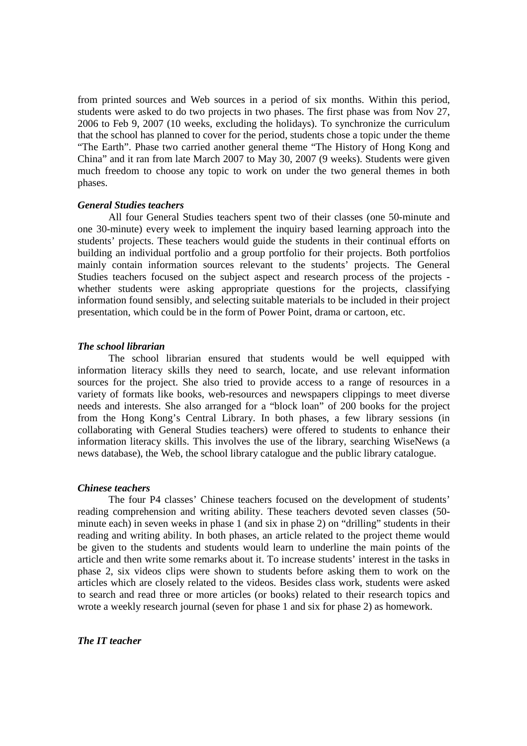from printed sources and Web sources in a period of six months. Within this period, students were asked to do two projects in two phases. The first phase was from Nov 27, 2006 to Feb 9, 2007 (10 weeks, excluding the holidays). To synchronize the curriculum that the school has planned to cover for the period, students chose a topic under the theme "The Earth". Phase two carried another general theme "The History of Hong Kong and China" and it ran from late March 2007 to May 30, 2007 (9 weeks). Students were given much freedom to choose any topic to work on under the two general themes in both phases.

***General Studies teachers***

All four General Studies teachers spent two of their classes (one 50-minute and one 30-minute) every week to implement the inquiry based learning approach into the students' projects. These teachers would guide the students in their continual efforts on building an individual portfolio and a group portfolio for their projects. Both portfolios mainly contain information sources relevant to the students' projects. The General Studies teachers focused on the subject aspect and research process of the projects - whether students were asking appropriate questions for the projects, classifying information found sensibly, and selecting suitable materials to be included in their project presentation, which could be in the form of Power Point, drama or cartoon, etc.

***The school librarian***

The school librarian ensured that students would be well equipped with information literacy skills they need to search, locate, and use relevant information sources for the project. She also tried to provide access to a range of resources in a variety of formats like books, web-resources and newspapers clippings to meet diverse needs and interests. She also arranged for a "block loan" of 200 books for the project from the Hong Kong's Central Library. In both phases, a few library sessions (in collaborating with General Studies teachers) were offered to students to enhance their information literacy skills. This involves the use of the library, searching WiseNews (a news database), the Web, the school library catalogue and the public library catalogue.

***Chinese teachers***

The four P4 classes' Chinese teachers focused on the development of students' reading comprehension and writing ability. These teachers devoted seven classes (50-minute each) in seven weeks in phase 1 (and six in phase 2) on "drilling" students in their reading and writing ability. In both phases, an article related to the project theme would be given to the students and students would learn to underline the main points of the article and then write some remarks about it. To increase students' interest in the tasks in phase 2, six videos clips were shown to students before asking them to work on the articles which are closely related to the videos. Besides class work, students were asked to search and read three or more articles (or books) related to their research topics and wrote a weekly research journal (seven for phase 1 and six for phase 2) as homework.

***The IT teacher***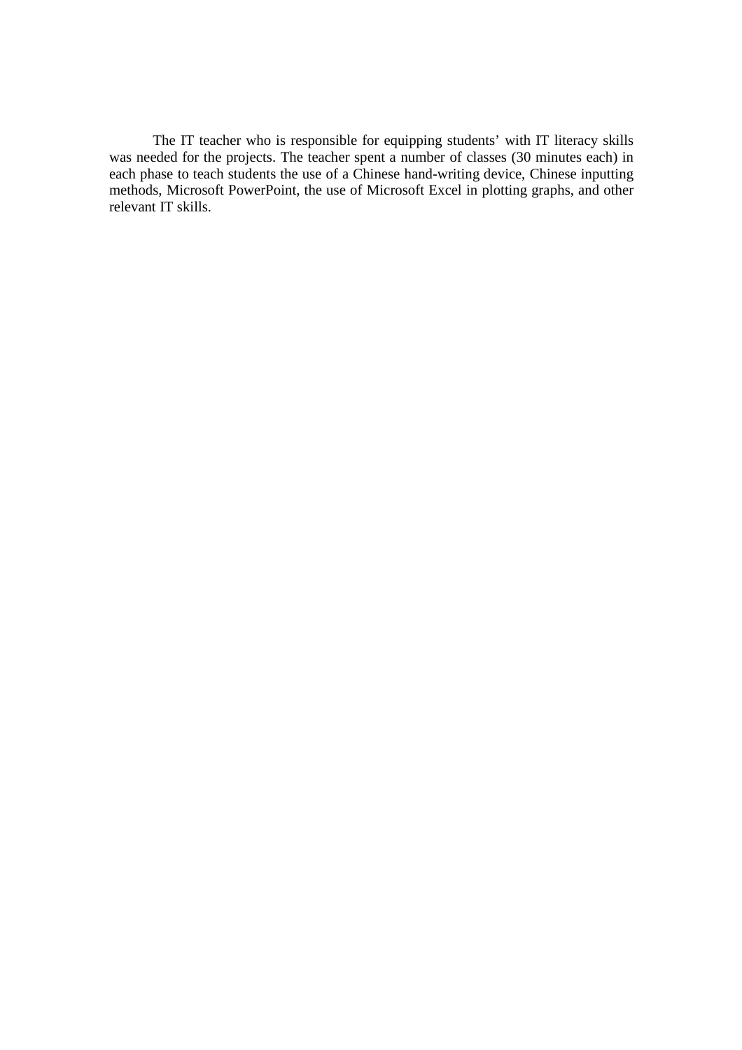The IT teacher who is responsible for equipping students' with IT literacy skills was needed for the projects. The teacher spent a number of classes (30 minutes each) in each phase to teach students the use of a Chinese hand-writing device, Chinese inputting methods, Microsoft PowerPoint, the use of Microsoft Excel in plotting graphs, and other relevant IT skills.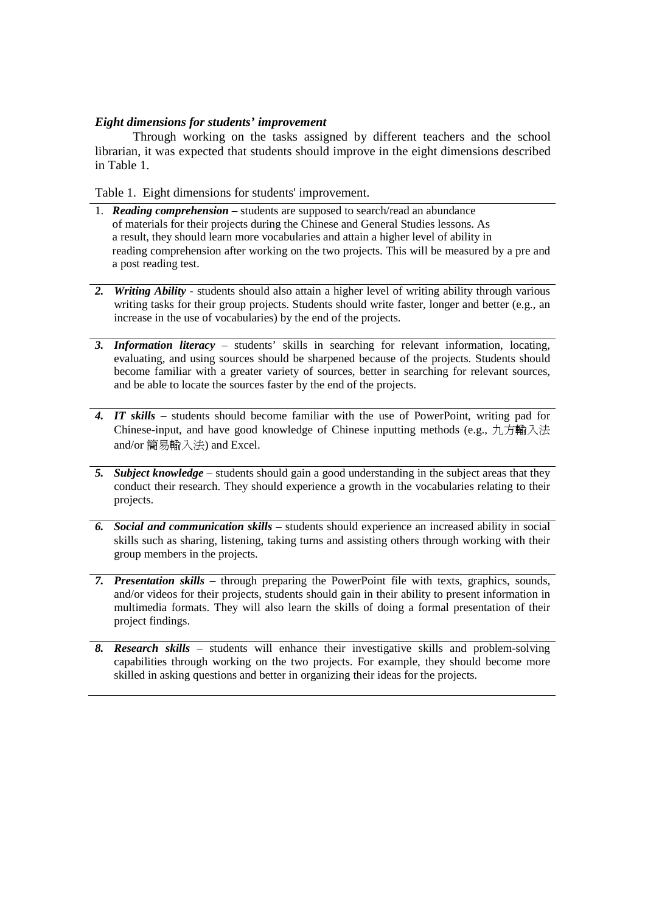***Eight dimensions for students' improvement***

Through working on the tasks assigned by different teachers and the school librarian, it was expected that students should improve in the eight dimensions described in Table 1.

Table 1. Eight dimensions for students' improvement.

1. ***Reading comprehension*** – students are supposed to search/read an abundance of materials for their projects during the Chinese and General Studies lessons. As a result, they should learn more vocabularies and attain a higher level of ability in reading comprehension after working on the two projects. This will be measured by a pre and a post reading test.

2. ***Writing Ability*** - students should also attain a higher level of writing ability through various writing tasks for their group projects. Students should write faster, longer and better (e.g., an increase in the use of vocabularies) by the end of the projects.

3. ***Information literacy*** – students' skills in searching for relevant information, locating, evaluating, and using sources should be sharpened because of the projects. Students should become familiar with a greater variety of sources, better in searching for relevant sources, and be able to locate the sources faster by the end of the projects.

4. ***IT skills*** – students should become familiar with the use of PowerPoint, writing pad for Chinese-input, and have good knowledge of Chinese inputting methods (e.g., 九方輸入法 and/or 簡易輸入法) and Excel.

5. ***Subject knowledge*** – students should gain a good understanding in the subject areas that they conduct their research. They should experience a growth in the vocabularies relating to their projects.

6. ***Social and communication skills*** – students should experience an increased ability in social skills such as sharing, listening, taking turns and assisting others through working with their group members in the projects.

7. ***Presentation skills*** – through preparing the PowerPoint file with texts, graphics, sounds, and/or videos for their projects, students should gain in their ability to present information in multimedia formats. They will also learn the skills of doing a formal presentation of their project findings.

8. ***Research skills*** – students will enhance their investigative skills and problem-solving capabilities through working on the two projects. For example, they should become more skilled in asking questions and better in organizing their ideas for the projects.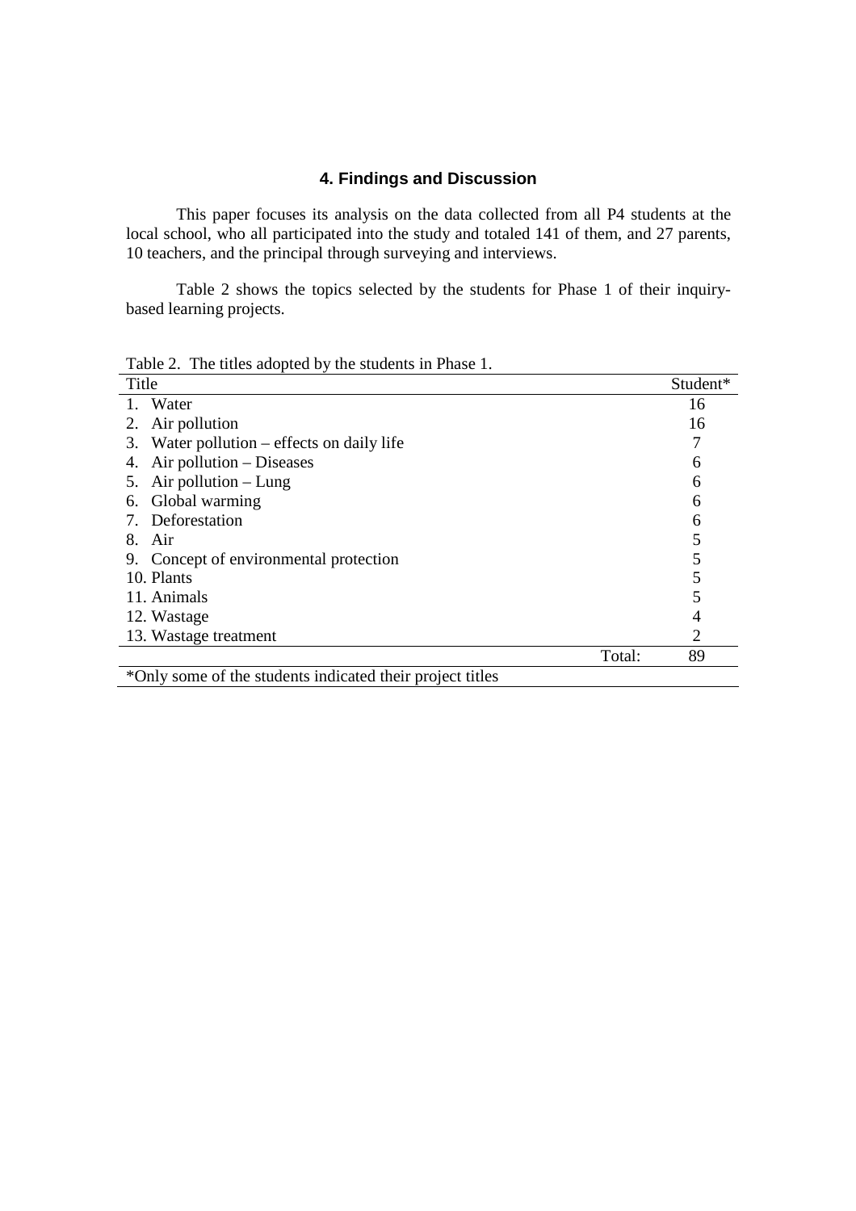## 4. Findings and Discussion

This paper focuses its analysis on the data collected from all P4 students at the local school, who all participated into the study and totaled 141 of them, and 27 parents, 10 teachers, and the principal through surveying and interviews.

Table 2 shows the topics selected by the students for Phase 1 of their inquiry-based learning projects.

Table 2. The titles adopted by the students in Phase 1.

| Title | Student* |
|---|---|
| 1. Water | 16 |
| 2. Air pollution | 16 |
| 3. Water pollution – effects on daily life | 7 |
| 4. Air pollution – Diseases | 6 |
| 5. Air pollution – Lung | 6 |
| 6. Global warming | 6 |
| 7. Deforestation | 6 |
| 8. Air | 5 |
| 9. Concept of environmental protection | 5 |
| 10. Plants | 5 |
| 11. Animals | 5 |
| 12. Wastage | 4 |
| 13. Wastage treatment | 2 |
| Total: | 89 |

*Only some of the students indicated their project titles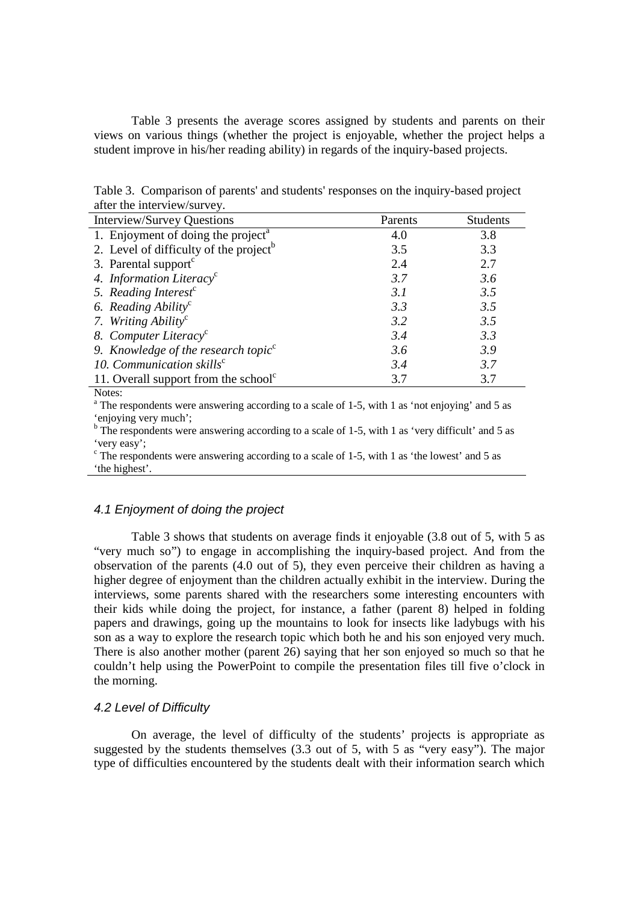Table 3 presents the average scores assigned by students and parents on their views on various things (whether the project is enjoyable, whether the project helps a student improve in his/her reading ability) in regards of the inquiry-based projects.

Table 3. Comparison of parents' and students' responses on the inquiry-based project after the interview/survey.

| Interview/Survey Questions | Parents | Students |
|---|---|---|
| 1. Enjoyment of doing the project[a] | 4.0 | 3.8 |
| 2. Level of difficulty of the project[b] | 3.5 | 3.3 |
| 3. Parental support[c] | 2.4 | 2.7 |
| *4. Information Literacy*[c] | *3.7* | *3.6* |
| *5. Reading Interest*[c] | *3.1* | *3.5* |
| *6. Reading Ability*[c] | *3.3* | *3.5* |
| *7. Writing Ability*[c] | *3.2* | *3.5* |
| *8. Computer Literacy*[c] | *3.4* | *3.3* |
| *9. Knowledge of the research topic*[c] | *3.6* | *3.9* |
| *10. Communication skills*[c] | *3.4* | *3.7* |
| 11. Overall support from the school[c] | 3.7 | 3.7 |

Notes:
[a] The respondents were answering according to a scale of 1-5, with 1 as 'not enjoying' and 5 as 'enjoying very much';
[b] The respondents were answering according to a scale of 1-5, with 1 as 'very difficult' and 5 as 'very easy';
[c] The respondents were answering according to a scale of 1-5, with 1 as 'the lowest' and 5 as 'the highest'.

### *4.1 Enjoyment of doing the project*

Table 3 shows that students on average finds it enjoyable (3.8 out of 5, with 5 as "very much so") to engage in accomplishing the inquiry-based project. And from the observation of the parents (4.0 out of 5), they even perceive their children as having a higher degree of enjoyment than the children actually exhibit in the interview. During the interviews, some parents shared with the researchers some interesting encounters with their kids while doing the project, for instance, a father (parent 8) helped in folding papers and drawings, going up the mountains to look for insects like ladybugs with his son as a way to explore the research topic which both he and his son enjoyed very much. There is also another mother (parent 26) saying that her son enjoyed so much so that he couldn't help using the PowerPoint to compile the presentation files till five o'clock in the morning.

### *4.2 Level of Difficulty*

On average, the level of difficulty of the students' projects is appropriate as suggested by the students themselves (3.3 out of 5, with 5 as "very easy"). The major type of difficulties encountered by the students dealt with their information search which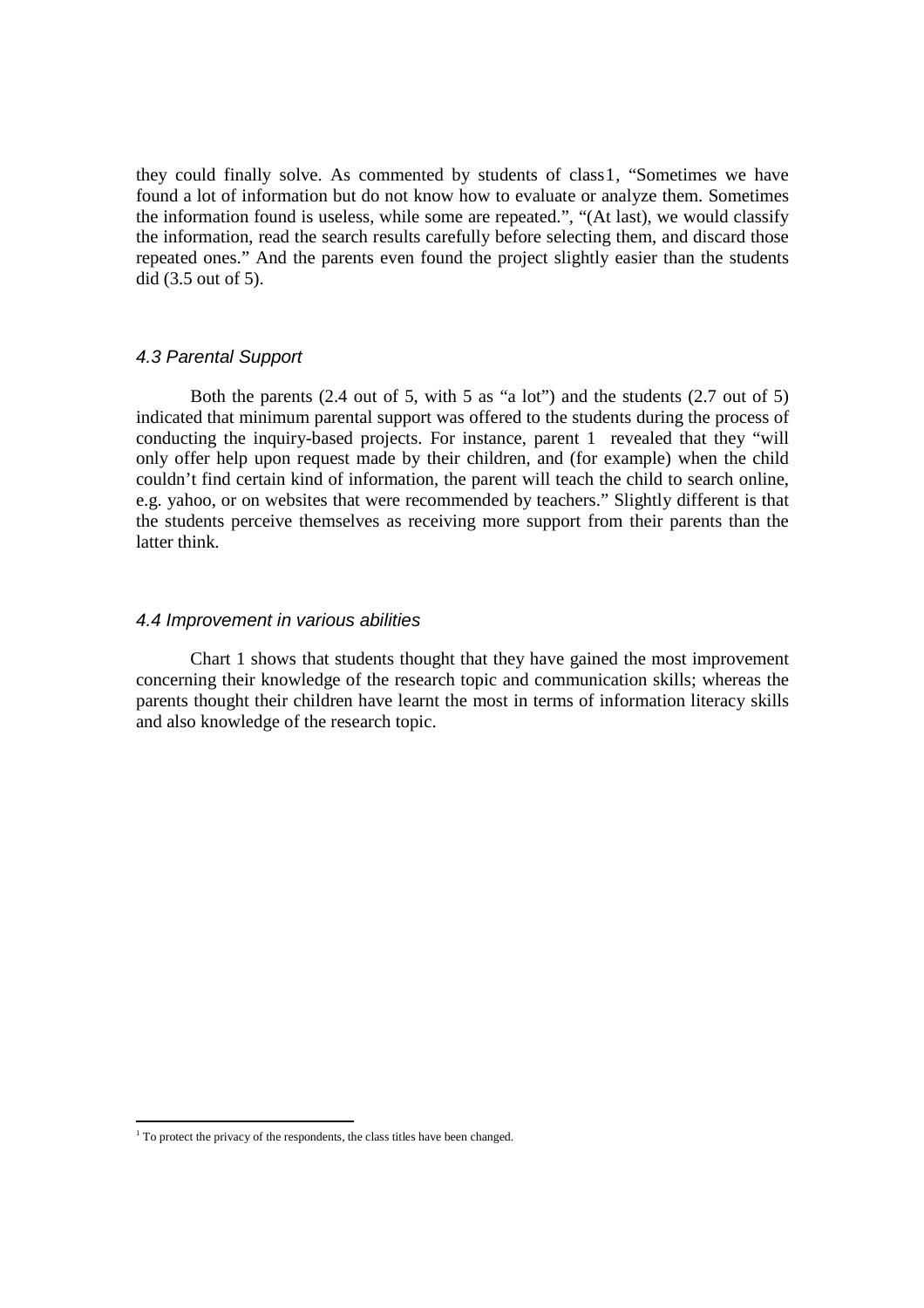they could finally solve. As commented by students of class1, "Sometimes we have found a lot of information but do not know how to evaluate or analyze them. Sometimes the information found is useless, while some are repeated.", "(At last), we would classify the information, read the search results carefully before selecting them, and discard those repeated ones." And the parents even found the project slightly easier than the students did (3.5 out of 5).

### *4.3 Parental Support*

Both the parents (2.4 out of 5, with 5 as "a lot") and the students (2.7 out of 5) indicated that minimum parental support was offered to the students during the process of conducting the inquiry-based projects. For instance, parent 1 revealed that they "will only offer help upon request made by their children, and (for example) when the child couldn't find certain kind of information, the parent will teach the child to search online, e.g. yahoo, or on websites that were recommended by teachers." Slightly different is that the students perceive themselves as receiving more support from their parents than the latter think.

### *4.4 Improvement in various abilities*

Chart 1 shows that students thought that they have gained the most improvement concerning their knowledge of the research topic and communication skills; whereas the parents thought their children have learnt the most in terms of information literacy skills and also knowledge of the research topic.

---

[1] To protect the privacy of the respondents, the class titles have been changed.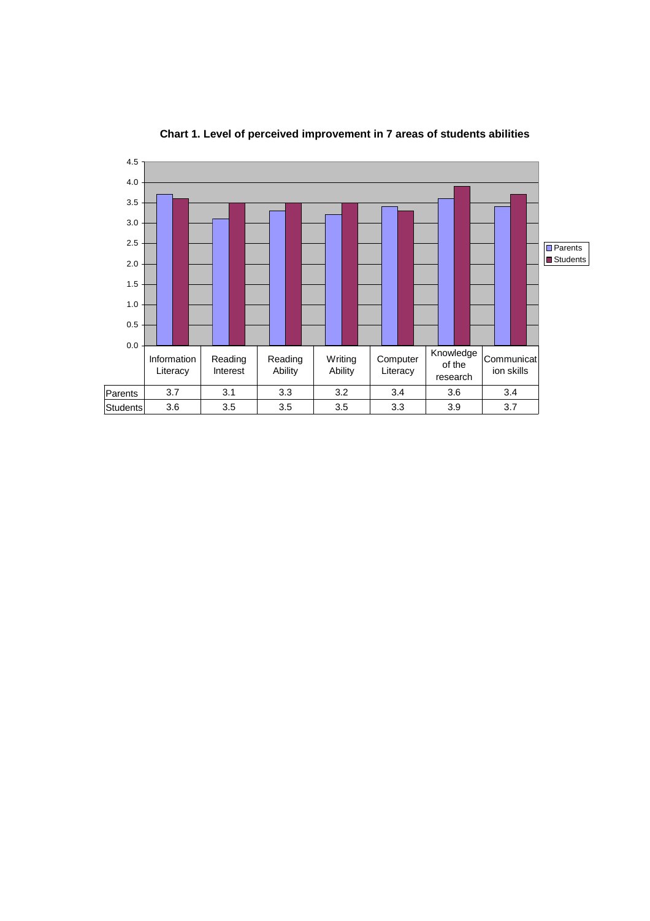**Chart 1. Level of perceived improvement in 7 areas of students abilities**

| | Information Literacy | Reading Interest | Reading Ability | Writing Ability | Computer Literacy | Knowledge of the research | Communication skills |
|---|---|---|---|---|---|---|---|
| Parents | 3.7 | 3.1 | 3.3 | 3.2 | 3.4 | 3.6 | 3.4 |
| Students | 3.6 | 3.5 | 3.5 | 3.5 | 3.3 | 3.9 | 3.7 |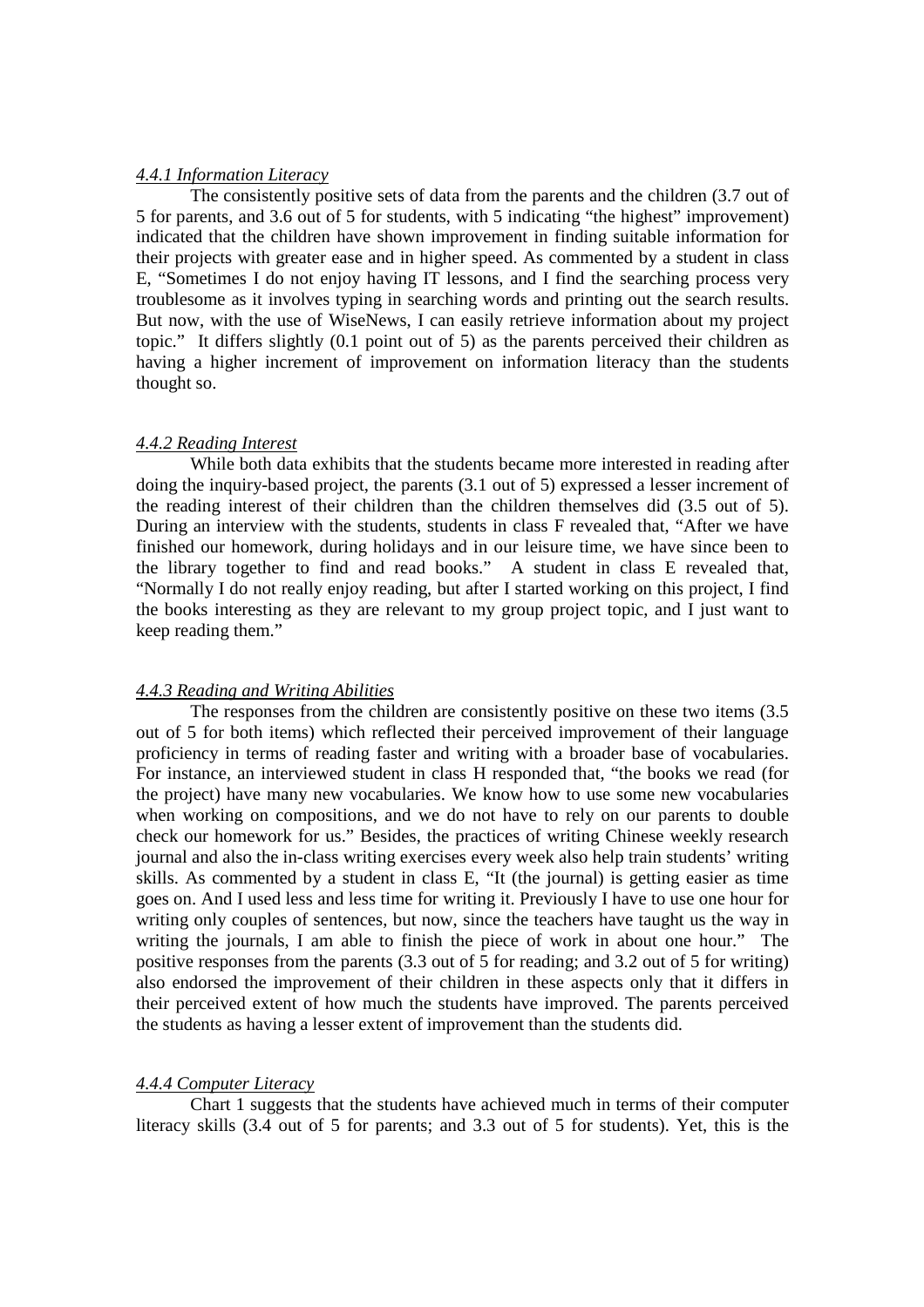#### *4.4.1 Information Literacy*

The consistently positive sets of data from the parents and the children (3.7 out of 5 for parents, and 3.6 out of 5 for students, with 5 indicating "the highest" improvement) indicated that the children have shown improvement in finding suitable information for their projects with greater ease and in higher speed. As commented by a student in class E, "Sometimes I do not enjoy having IT lessons, and I find the searching process very troublesome as it involves typing in searching words and printing out the search results. But now, with the use of WiseNews, I can easily retrieve information about my project topic." It differs slightly (0.1 point out of 5) as the parents perceived their children as having a higher increment of improvement on information literacy than the students thought so.

#### *4.4.2 Reading Interest*

While both data exhibits that the students became more interested in reading after doing the inquiry-based project, the parents (3.1 out of 5) expressed a lesser increment of the reading interest of their children than the children themselves did (3.5 out of 5). During an interview with the students, students in class F revealed that, "After we have finished our homework, during holidays and in our leisure time, we have since been to the library together to find and read books." A student in class E revealed that, "Normally I do not really enjoy reading, but after I started working on this project, I find the books interesting as they are relevant to my group project topic, and I just want to keep reading them."

#### *4.4.3 Reading and Writing Abilities*

The responses from the children are consistently positive on these two items (3.5 out of 5 for both items) which reflected their perceived improvement of their language proficiency in terms of reading faster and writing with a broader base of vocabularies. For instance, an interviewed student in class H responded that, "the books we read (for the project) have many new vocabularies. We know how to use some new vocabularies when working on compositions, and we do not have to rely on our parents to double check our homework for us." Besides, the practices of writing Chinese weekly research journal and also the in-class writing exercises every week also help train students' writing skills. As commented by a student in class E, "It (the journal) is getting easier as time goes on. And I used less and less time for writing it. Previously I have to use one hour for writing only couples of sentences, but now, since the teachers have taught us the way in writing the journals, I am able to finish the piece of work in about one hour." The positive responses from the parents (3.3 out of 5 for reading; and 3.2 out of 5 for writing) also endorsed the improvement of their children in these aspects only that it differs in their perceived extent of how much the students have improved. The parents perceived the students as having a lesser extent of improvement than the students did.

#### *4.4.4 Computer Literacy*

Chart 1 suggests that the students have achieved much in terms of their computer literacy skills (3.4 out of 5 for parents; and 3.3 out of 5 for students). Yet, this is the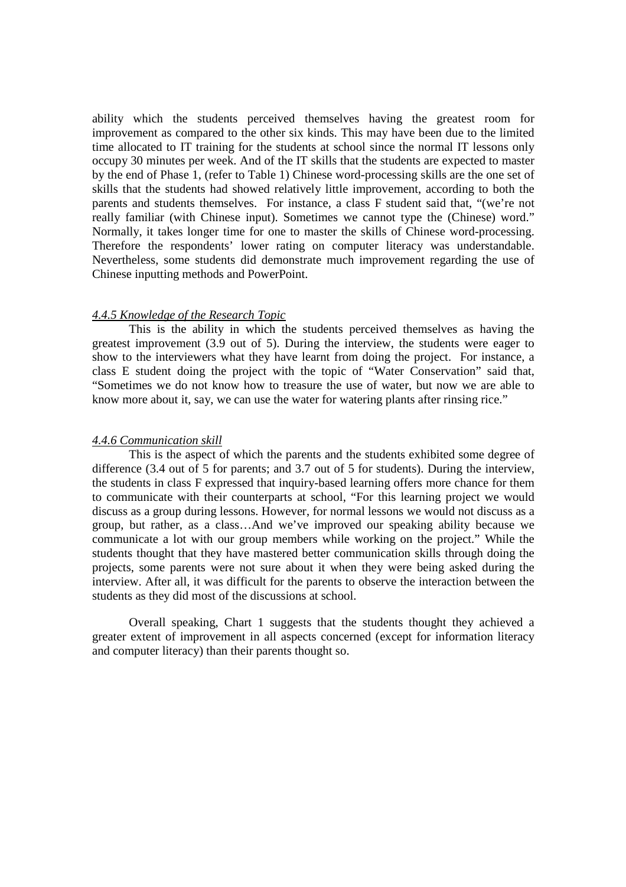ability which the students perceived themselves having the greatest room for improvement as compared to the other six kinds. This may have been due to the limited time allocated to IT training for the students at school since the normal IT lessons only occupy 30 minutes per week. And of the IT skills that the students are expected to master by the end of Phase 1, (refer to Table 1) Chinese word-processing skills are the one set of skills that the students had showed relatively little improvement, according to both the parents and students themselves. For instance, a class F student said that, "(we're not really familiar (with Chinese input). Sometimes we cannot type the (Chinese) word." Normally, it takes longer time for one to master the skills of Chinese word-processing. Therefore the respondents' lower rating on computer literacy was understandable. Nevertheless, some students did demonstrate much improvement regarding the use of Chinese inputting methods and PowerPoint.

#### *4.4.5 Knowledge of the Research Topic*

This is the ability in which the students perceived themselves as having the greatest improvement (3.9 out of 5). During the interview, the students were eager to show to the interviewers what they have learnt from doing the project. For instance, a class E student doing the project with the topic of "Water Conservation" said that, "Sometimes we do not know how to treasure the use of water, but now we are able to know more about it, say, we can use the water for watering plants after rinsing rice."

#### *4.4.6 Communication skill*

This is the aspect of which the parents and the students exhibited some degree of difference (3.4 out of 5 for parents; and 3.7 out of 5 for students). During the interview, the students in class F expressed that inquiry-based learning offers more chance for them to communicate with their counterparts at school, "For this learning project we would discuss as a group during lessons. However, for normal lessons we would not discuss as a group, but rather, as a class…And we've improved our speaking ability because we communicate a lot with our group members while working on the project." While the students thought that they have mastered better communication skills through doing the projects, some parents were not sure about it when they were being asked during the interview. After all, it was difficult for the parents to observe the interaction between the students as they did most of the discussions at school.

Overall speaking, Chart 1 suggests that the students thought they achieved a greater extent of improvement in all aspects concerned (except for information literacy and computer literacy) than their parents thought so.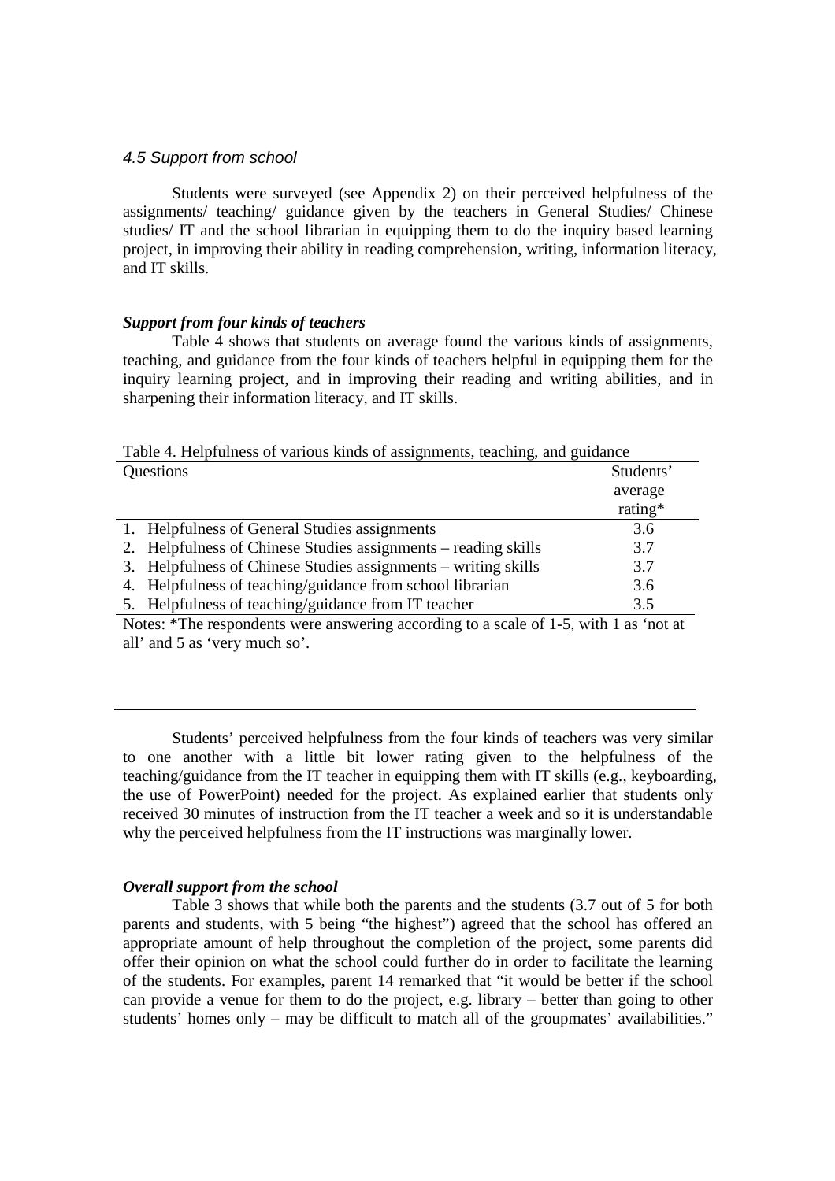### *4.5 Support from school*

Students were surveyed (see Appendix 2) on their perceived helpfulness of the assignments/ teaching/ guidance given by the teachers in General Studies/ Chinese studies/ IT and the school librarian in equipping them to do the inquiry based learning project, in improving their ability in reading comprehension, writing, information literacy, and IT skills.

***Support from four kinds of teachers***

Table 4 shows that students on average found the various kinds of assignments, teaching, and guidance from the four kinds of teachers helpful in equipping them for the inquiry learning project, and in improving their reading and writing abilities, and in sharpening their information literacy, and IT skills.

Table 4. Helpfulness of various kinds of assignments, teaching, and guidance

| Questions | Students' average rating* |
|---|---|
| 1. Helpfulness of General Studies assignments | 3.6 |
| 2. Helpfulness of Chinese Studies assignments – reading skills | 3.7 |
| 3. Helpfulness of Chinese Studies assignments – writing skills | 3.7 |
| 4. Helpfulness of teaching/guidance from school librarian | 3.6 |
| 5. Helpfulness of teaching/guidance from IT teacher | 3.5 |

Notes: *The respondents were answering according to a scale of 1-5, with 1 as 'not at all' and 5 as 'very much so'.

Students' perceived helpfulness from the four kinds of teachers was very similar to one another with a little bit lower rating given to the helpfulness of the teaching/guidance from the IT teacher in equipping them with IT skills (e.g., keyboarding, the use of PowerPoint) needed for the project. As explained earlier that students only received 30 minutes of instruction from the IT teacher a week and so it is understandable why the perceived helpfulness from the IT instructions was marginally lower.

***Overall support from the school***

Table 3 shows that while both the parents and the students (3.7 out of 5 for both parents and students, with 5 being "the highest") agreed that the school has offered an appropriate amount of help throughout the completion of the project, some parents did offer their opinion on what the school could further do in order to facilitate the learning of the students. For examples, parent 14 remarked that "it would be better if the school can provide a venue for them to do the project, e.g. library – better than going to other students' homes only – may be difficult to match all of the groupmates' availabilities."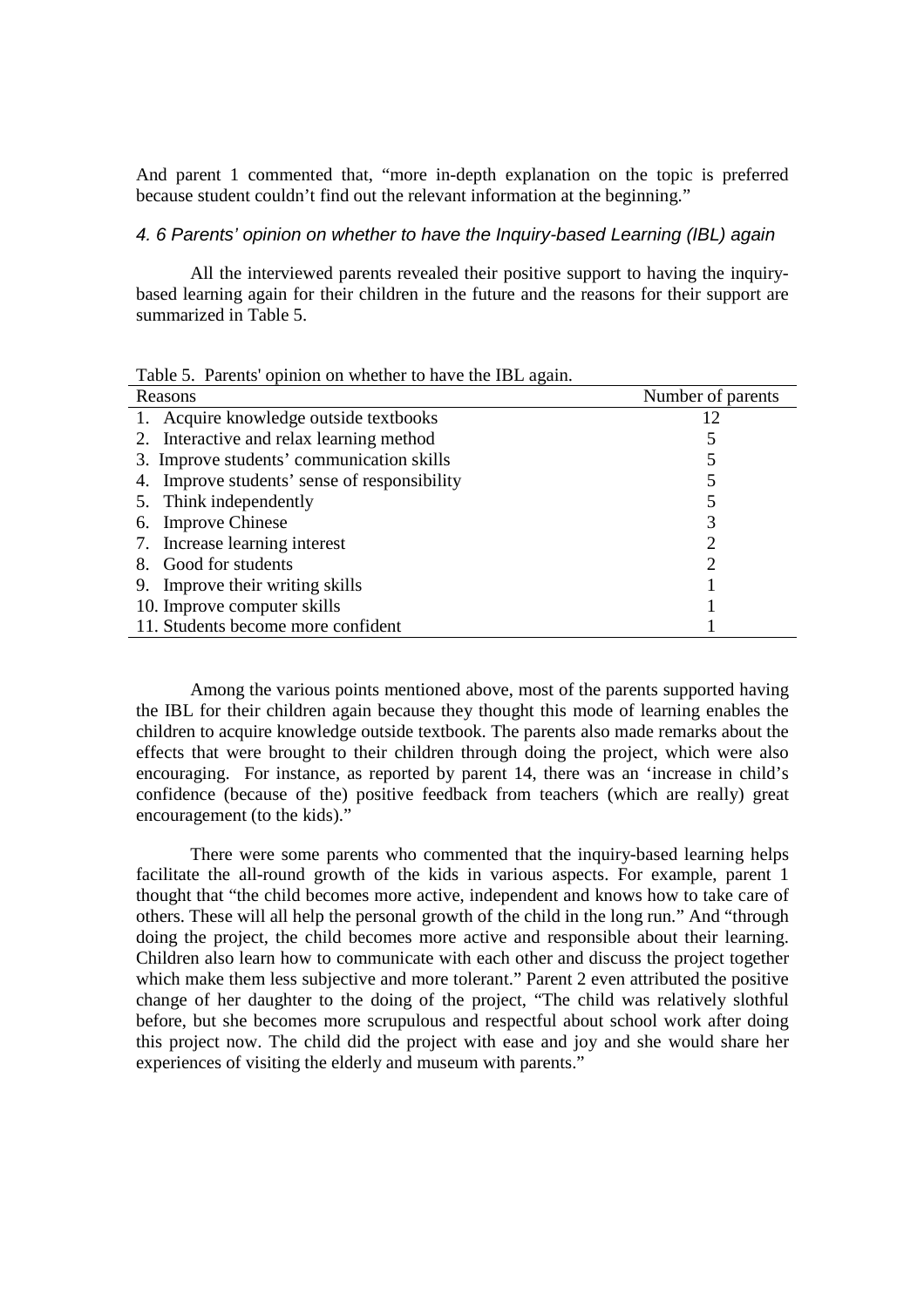And parent 1 commented that, "more in-depth explanation on the topic is preferred because student couldn't find out the relevant information at the beginning."

### *4. 6 Parents' opinion on whether to have the Inquiry-based Learning (IBL) again*

All the interviewed parents revealed their positive support to having the inquiry-based learning again for their children in the future and the reasons for their support are summarized in Table 5.

Table 5. Parents' opinion on whether to have the IBL again.

| Reasons | Number of parents |
|---|---|
| 1. Acquire knowledge outside textbooks | 12 |
| 2. Interactive and relax learning method | 5 |
| 3. Improve students' communication skills | 5 |
| 4. Improve students' sense of responsibility | 5 |
| 5. Think independently | 5 |
| 6. Improve Chinese | 3 |
| 7. Increase learning interest | 2 |
| 8. Good for students | 2 |
| 9. Improve their writing skills | 1 |
| 10. Improve computer skills | 1 |
| 11. Students become more confident | 1 |

Among the various points mentioned above, most of the parents supported having the IBL for their children again because they thought this mode of learning enables the children to acquire knowledge outside textbook. The parents also made remarks about the effects that were brought to their children through doing the project, which were also encouraging. For instance, as reported by parent 14, there was an 'increase in child's confidence (because of the) positive feedback from teachers (which are really) great encouragement (to the kids)."

There were some parents who commented that the inquiry-based learning helps facilitate the all-round growth of the kids in various aspects. For example, parent 1 thought that "the child becomes more active, independent and knows how to take care of others. These will all help the personal growth of the child in the long run." And "through doing the project, the child becomes more active and responsible about their learning. Children also learn how to communicate with each other and discuss the project together which make them less subjective and more tolerant." Parent 2 even attributed the positive change of her daughter to the doing of the project, "The child was relatively slothful before, but she becomes more scrupulous and respectful about school work after doing this project now. The child did the project with ease and joy and she would share her experiences of visiting the elderly and museum with parents."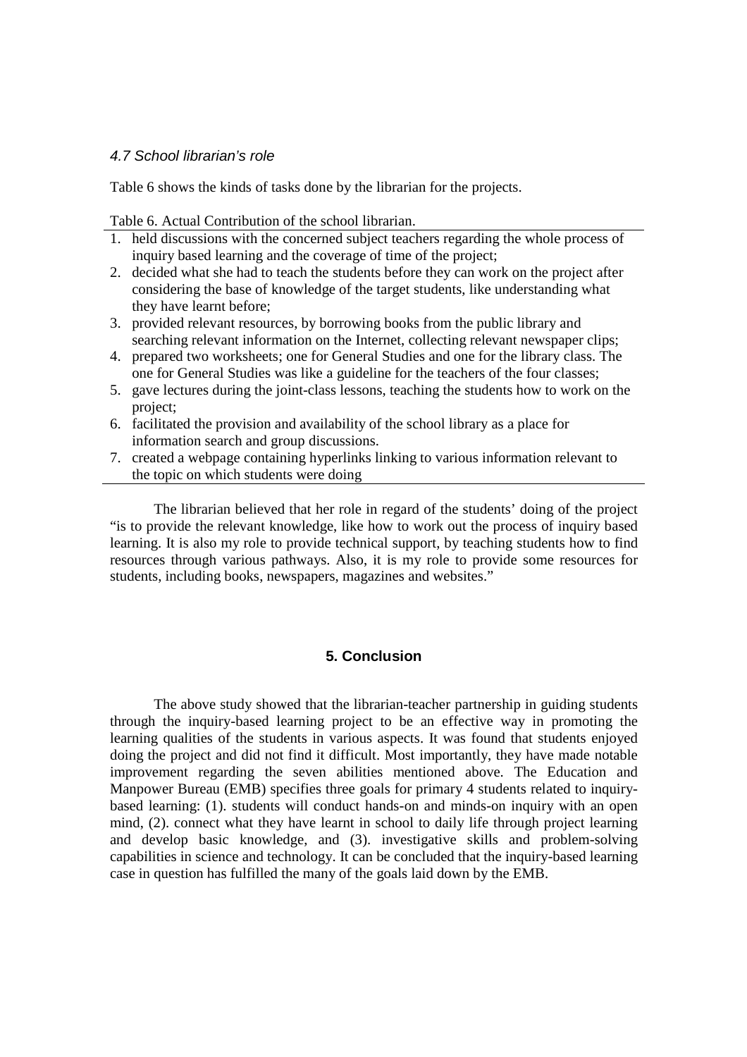### *4.7 School librarian's role*

Table 6 shows the kinds of tasks done by the librarian for the projects.

Table 6. Actual Contribution of the school librarian.

1. held discussions with the concerned subject teachers regarding the whole process of inquiry based learning and the coverage of time of the project;
2. decided what she had to teach the students before they can work on the project after considering the base of knowledge of the target students, like understanding what they have learnt before;
3. provided relevant resources, by borrowing books from the public library and searching relevant information on the Internet, collecting relevant newspaper clips;
4. prepared two worksheets; one for General Studies and one for the library class. The one for General Studies was like a guideline for the teachers of the four classes;
5. gave lectures during the joint-class lessons, teaching the students how to work on the project;
6. facilitated the provision and availability of the school library as a place for information search and group discussions.
7. created a webpage containing hyperlinks linking to various information relevant to the topic on which students were doing

The librarian believed that her role in regard of the students' doing of the project "is to provide the relevant knowledge, like how to work out the process of inquiry based learning. It is also my role to provide technical support, by teaching students how to find resources through various pathways. Also, it is my role to provide some resources for students, including books, newspapers, magazines and websites."

## 5. Conclusion

The above study showed that the librarian-teacher partnership in guiding students through the inquiry-based learning project to be an effective way in promoting the learning qualities of the students in various aspects. It was found that students enjoyed doing the project and did not find it difficult. Most importantly, they have made notable improvement regarding the seven abilities mentioned above. The Education and Manpower Bureau (EMB) specifies three goals for primary 4 students related to inquiry-based learning: (1). students will conduct hands-on and minds-on inquiry with an open mind, (2). connect what they have learnt in school to daily life through project learning and develop basic knowledge, and (3). investigative skills and problem-solving capabilities in science and technology. It can be concluded that the inquiry-based learning case in question has fulfilled the many of the goals laid down by the EMB.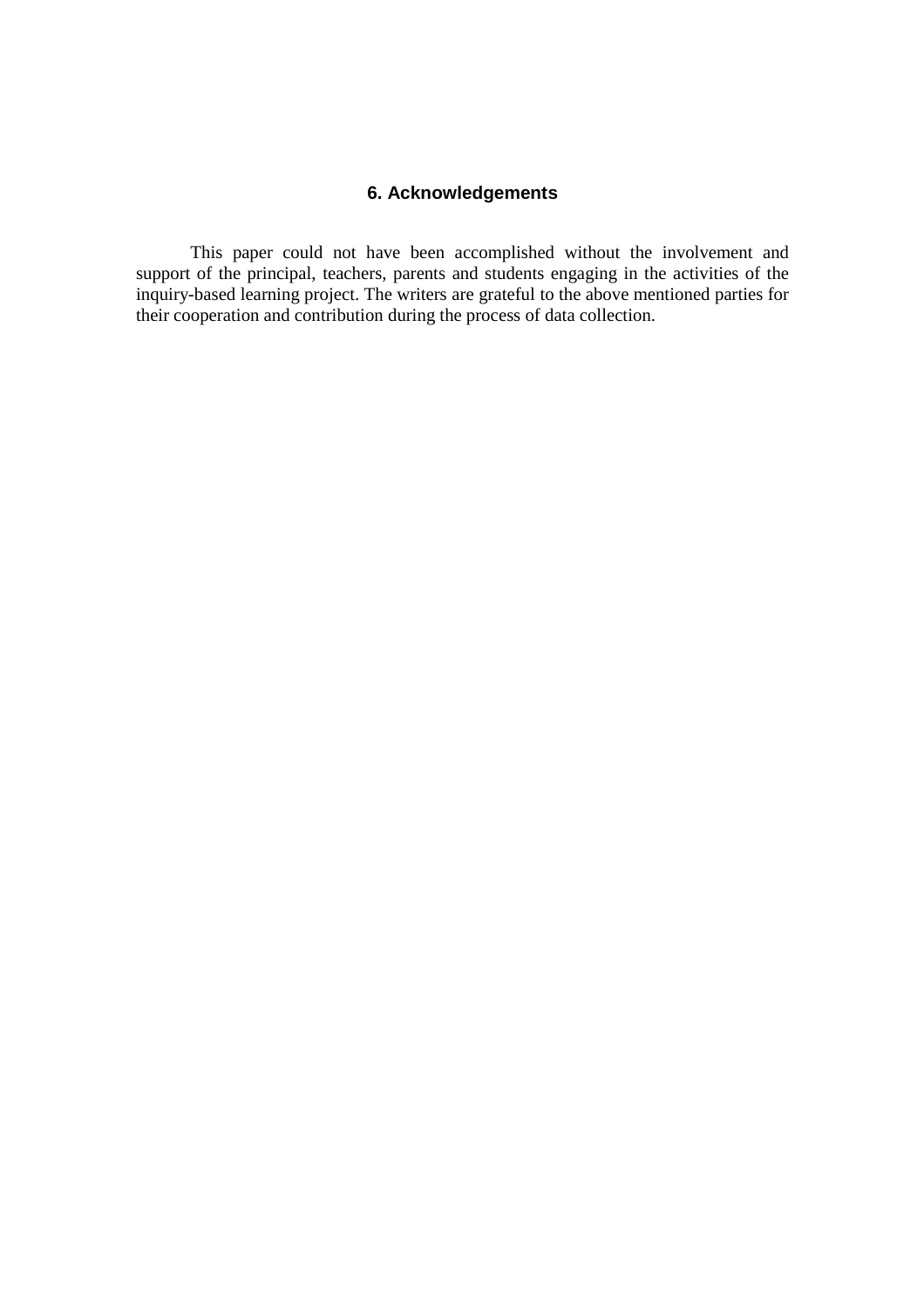## 6. Acknowledgements

This paper could not have been accomplished without the involvement and support of the principal, teachers, parents and students engaging in the activities of the inquiry-based learning project. The writers are grateful to the above mentioned parties for their cooperation and contribution during the process of data collection.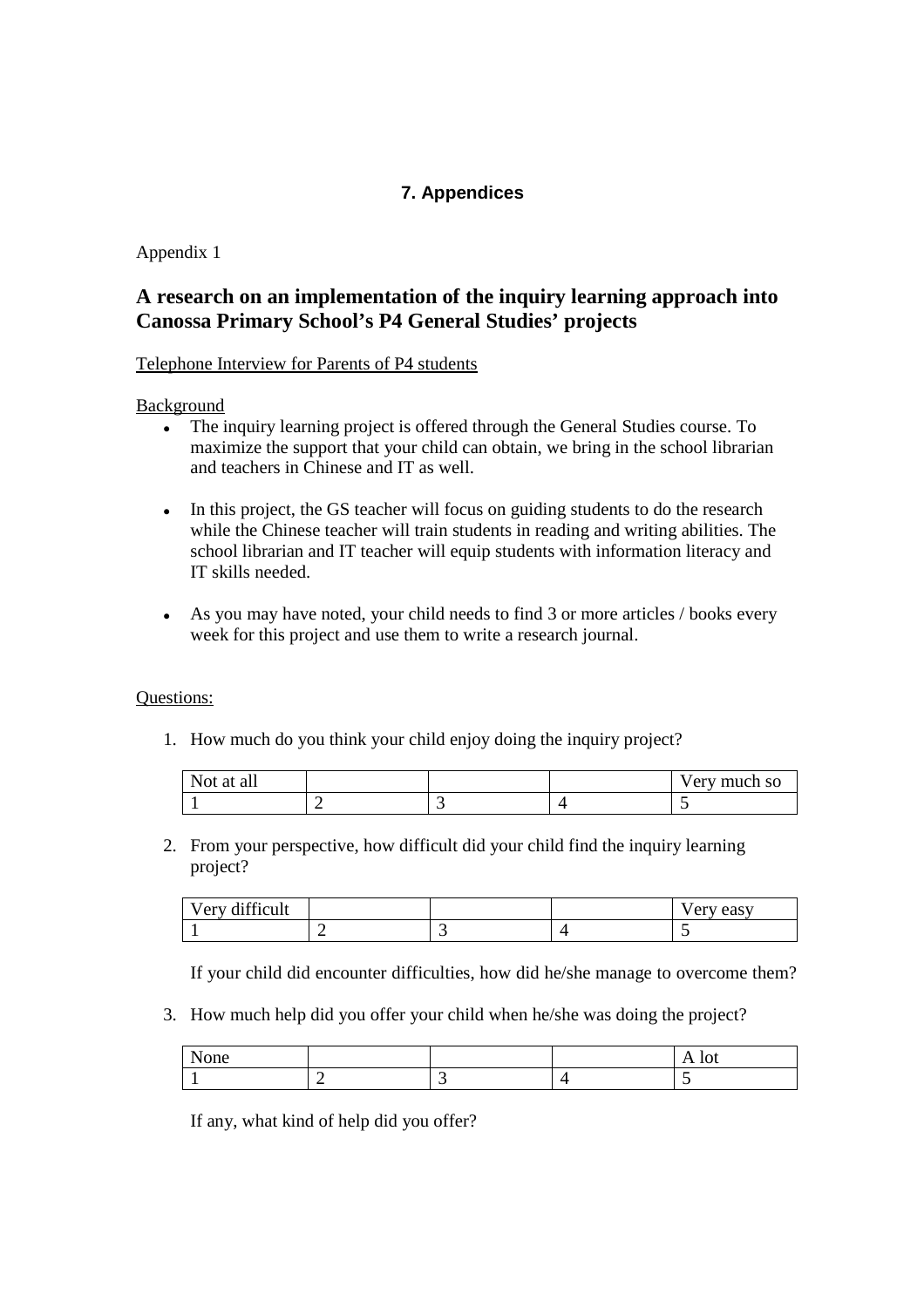## 7. Appendices

Appendix 1

### A research on an implementation of the inquiry learning approach into Canossa Primary School's P4 General Studies' projects

Telephone Interview for Parents of P4 students

Background

- The inquiry learning project is offered through the General Studies course. To maximize the support that your child can obtain, we bring in the school librarian and teachers in Chinese and IT as well.
- In this project, the GS teacher will focus on guiding students to do the research while the Chinese teacher will train students in reading and writing abilities. The school librarian and IT teacher will equip students with information literacy and IT skills needed.
- As you may have noted, your child needs to find 3 or more articles / books every week for this project and use them to write a research journal.

Questions:

1. How much do you think your child enjoy doing the inquiry project?

| Not at all | | | | Very much so |
|---|---|---|---|---|
| 1 | 2 | 3 | 4 | 5 |

2. From your perspective, how difficult did your child find the inquiry learning project?

| Very difficult | | | | Very easy |
|---|---|---|---|---|
| 1 | 2 | 3 | 4 | 5 |

   If your child did encounter difficulties, how did he/she manage to overcome them?

3. How much help did you offer your child when he/she was doing the project?

| None | | | | A lot |
|---|---|---|---|---|
| 1 | 2 | 3 | 4 | 5 |

   If any, what kind of help did you offer?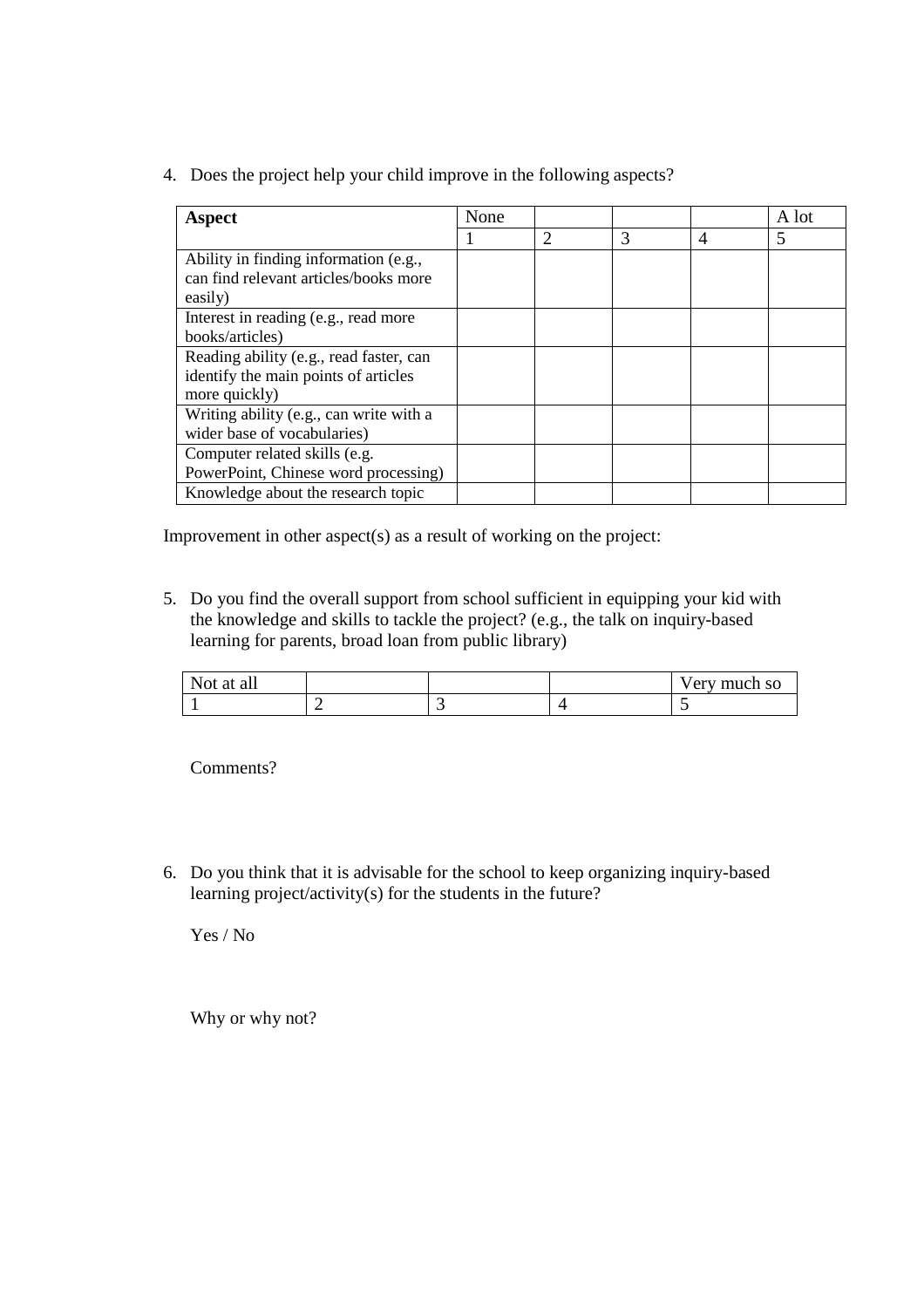4. Does the project help your child improve in the following aspects?

| **Aspect** | None | | | | A lot |
|---|---|---|---|---|---|
| | 1 | 2 | 3 | 4 | 5 |
| Ability in finding information (e.g., can find relevant articles/books more easily) | | | | | |
| Interest in reading (e.g., read more books/articles) | | | | | |
| Reading ability (e.g., read faster, can identify the main points of articles more quickly) | | | | | |
| Writing ability (e.g., can write with a wider base of vocabularies) | | | | | |
| Computer related skills (e.g. PowerPoint, Chinese word processing) | | | | | |
| Knowledge about the research topic | | | | | |

Improvement in other aspect(s) as a result of working on the project:

5. Do you find the overall support from school sufficient in equipping your kid with the knowledge and skills to tackle the project? (e.g., the talk on inquiry-based learning for parents, broad loan from public library)

| Not at all | | | | Very much so |
|---|---|---|---|---|
| 1 | 2 | 3 | 4 | 5 |

Comments?

6. Do you think that it is advisable for the school to keep organizing inquiry-based learning project/activity(s) for the students in the future?

Yes / No

Why or why not?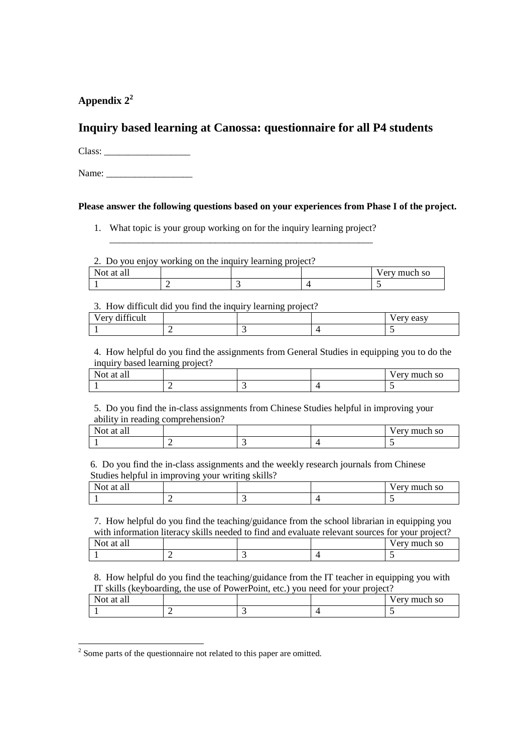**Appendix 2[2]**

## Inquiry based learning at Canossa: questionnaire for all P4 students

Class: __________________

Name: __________________

**Please answer the following questions based on your experiences from Phase I of the project.**

1. What topic is your group working on for the inquiry learning project?
   _______________________________________________________

2. Do you enjoy working on the inquiry learning project?

| Not at all | | | | Very much so |
|---|---|---|---|---|
| 1 | 2 | 3 | 4 | 5 |

3. How difficult did you find the inquiry learning project?

| Very difficult | | | | Very easy |
|---|---|---|---|---|
| 1 | 2 | 3 | 4 | 5 |

4. How helpful do you find the assignments from General Studies in equipping you to do the inquiry based learning project?

| Not at all | | | | Very much so |
|---|---|---|---|---|
| 1 | 2 | 3 | 4 | 5 |

5. Do you find the in-class assignments from Chinese Studies helpful in improving your ability in reading comprehension?

| Not at all | | | | Very much so |
|---|---|---|---|---|
| 1 | 2 | 3 | 4 | 5 |

6. Do you find the in-class assignments and the weekly research journals from Chinese Studies helpful in improving your writing skills?

| Not at all | | | | Very much so |
|---|---|---|---|---|
| 1 | 2 | 3 | 4 | 5 |

7. How helpful do you find the teaching/guidance from the school librarian in equipping you with information literacy skills needed to find and evaluate relevant sources for your project?

| Not at all | | | | Very much so |
|---|---|---|---|---|
| 1 | 2 | 3 | 4 | 5 |

8. How helpful do you find the teaching/guidance from the IT teacher in equipping you with IT skills (keyboarding, the use of PowerPoint, etc.) you need for your project?

| Not at all | | | | Very much so |
|---|---|---|---|---|
| 1 | 2 | 3 | 4 | 5 |

---

[2] Some parts of the questionnaire not related to this paper are omitted.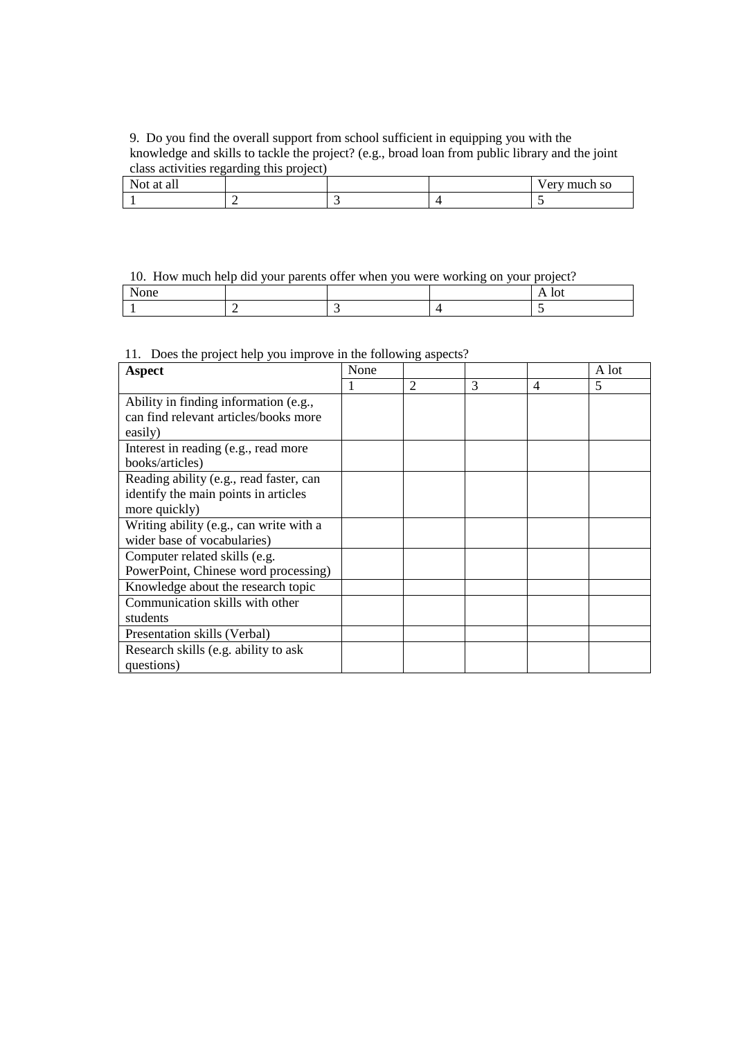9. Do you find the overall support from school sufficient in equipping you with the knowledge and skills to tackle the project? (e.g., broad loan from public library and the joint class activities regarding this project)

| Not at all | | | | Very much so |
|---|---|---|---|---|
| 1 | 2 | 3 | 4 | 5 |

10. How much help did your parents offer when you were working on your project?

| None | | | | A lot |
|---|---|---|---|---|
| 1 | 2 | 3 | 4 | 5 |

11. Does the project help you improve in the following aspects?

| **Aspect** | None | | | | A lot |
|---|---|---|---|---|---|
| | 1 | 2 | 3 | 4 | 5 |
| Ability in finding information (e.g., can find relevant articles/books more easily) | | | | | |
| Interest in reading (e.g., read more books/articles) | | | | | |
| Reading ability (e.g., read faster, can identify the main points in articles more quickly) | | | | | |
| Writing ability (e.g., can write with a wider base of vocabularies) | | | | | |
| Computer related skills (e.g. PowerPoint, Chinese word processing) | | | | | |
| Knowledge about the research topic | | | | | |
| Communication skills with other students | | | | | |
| Presentation skills (Verbal) | | | | | |
| Research skills (e.g. ability to ask questions) | | | | | |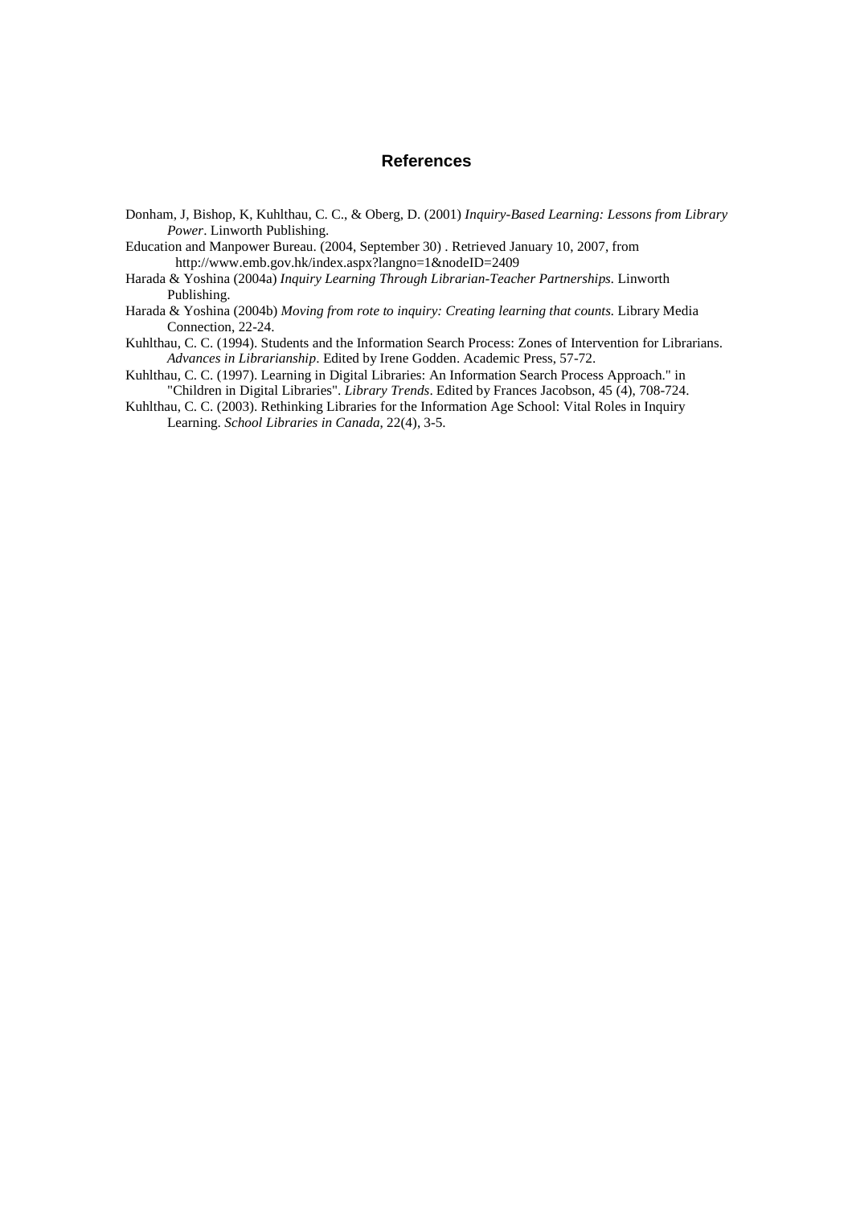## References

Donham, J, Bishop, K, Kuhlthau, C. C., & Oberg, D. (2001) *Inquiry-Based Learning: Lessons from Library Power*. Linworth Publishing.

Education and Manpower Bureau. (2004, September 30) . Retrieved January 10, 2007, from http://www.emb.gov.hk/index.aspx?langno=1&nodeID=2409

Harada & Yoshina (2004a) *Inquiry Learning Through Librarian-Teacher Partnerships.* Linworth Publishing.

Harada & Yoshina (2004b) *Moving from rote to inquiry: Creating learning that counts.* Library Media Connection, 22-24.

Kuhlthau, C. C. (1994). Students and the Information Search Process: Zones of Intervention for Librarians. *Advances in Librarianship*. Edited by Irene Godden. Academic Press, 57-72.

Kuhlthau, C. C. (1997). Learning in Digital Libraries: An Information Search Process Approach." in "Children in Digital Libraries". *Library Trends*. Edited by Frances Jacobson, 45 (4), 708-724.

Kuhlthau, C. C. (2003). Rethinking Libraries for the Information Age School: Vital Roles in Inquiry Learning. *School Libraries in Canada*, 22(4), 3-5.